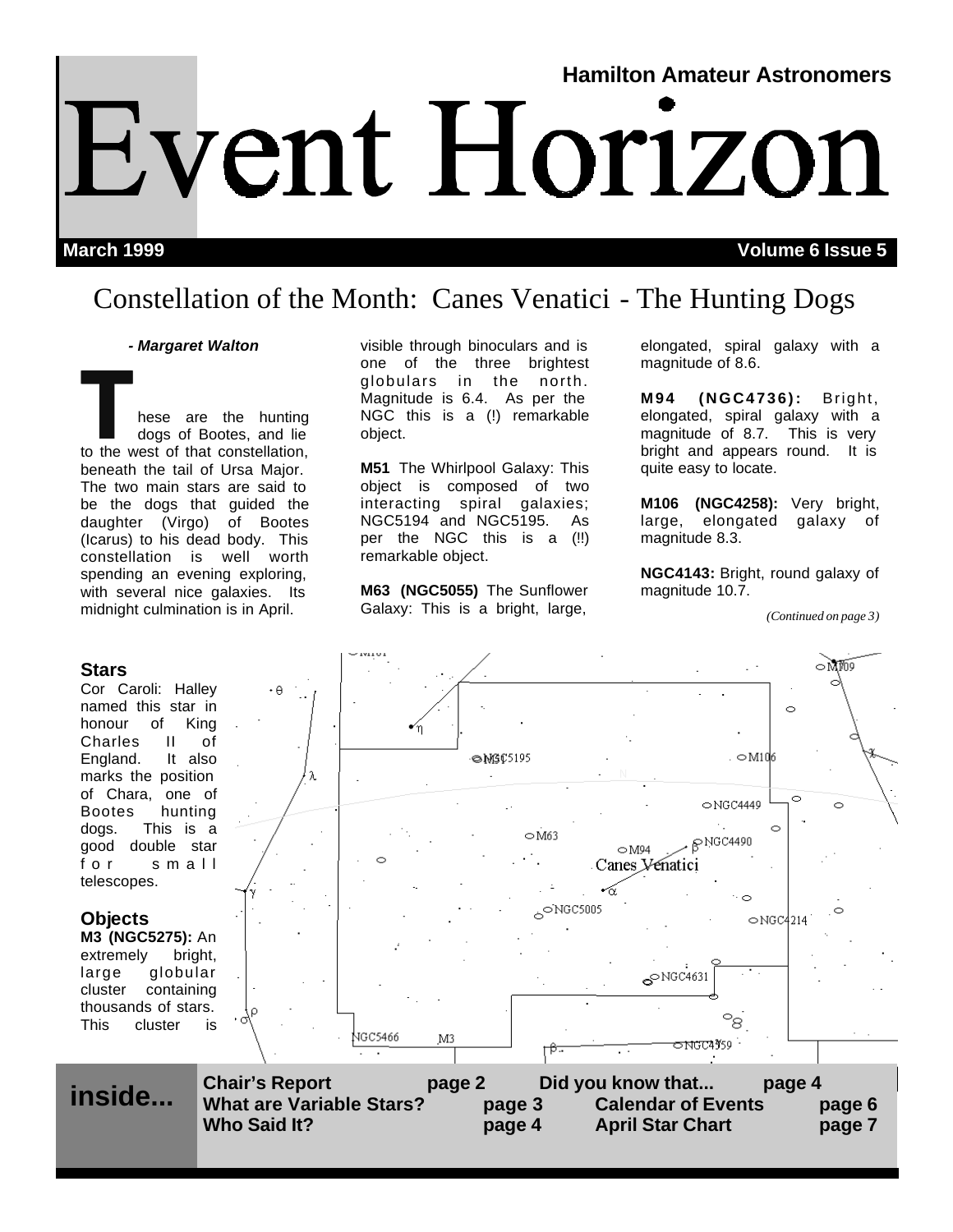Hamilton Amateur Astronomers

# Event Horizon

**March 1999** **Volume 6 Issue 5**

## Constellation of the Month: Canes Venatici - The Hunting Dogs

***- Margaret Walton***

These are the hunting dogs of Bootes, and lie to the west of that constellation, beneath the tail of Ursa Major. The two main stars are said to be the dogs that guided the daughter (Virgo) of Bootes (Icarus) to his dead body. This constellation is well worth spending an evening exploring, with several nice galaxies. Its midnight culmination is in April.

### Stars

Cor Caroli: Halley named this star in honour of King Charles II of England. It also marks the position of Chara, one of Bootes hunting dogs. This is a good double star for small telescopes.

### Objects

**M3 (NGC5275):** An extremely bright, large globular cluster containing thousands of stars. This cluster is visible through binoculars and is one of the three brightest globulars in the north. Magnitude is 6.4. As per the NGC this is a (!) remarkable object.

**M51** The Whirlpool Galaxy: This object is composed of two interacting spiral galaxies; NGC5194 and NGC5195. As per the NGC this is a (!!) remarkable object.

**M63 (NGC5055)** The Sunflower Galaxy: This is a bright, large, elongated, spiral galaxy with a magnitude of 8.6.

**M94 (NGC4736):** Bright, elongated, spiral galaxy with a magnitude of 8.7. This is very bright and appears round. It is quite easy to locate.

**M106 (NGC4258):** Very bright, large, elongated galaxy of magnitude 8.3.

**NGC4143:** Bright, round galaxy of magnitude 10.7.

*(Continued on page 3)*

**inside...**

| | |
|---|---|
| **Chair's Report** | **page 2** |
| **Did you know that...** | **page 4** |
| **What are Variable Stars?** | **page 3** |
| **Calendar of Events** | **page 6** |
| **Who Said It?** | **page 4** |
| **April Star Chart** | **page 7** |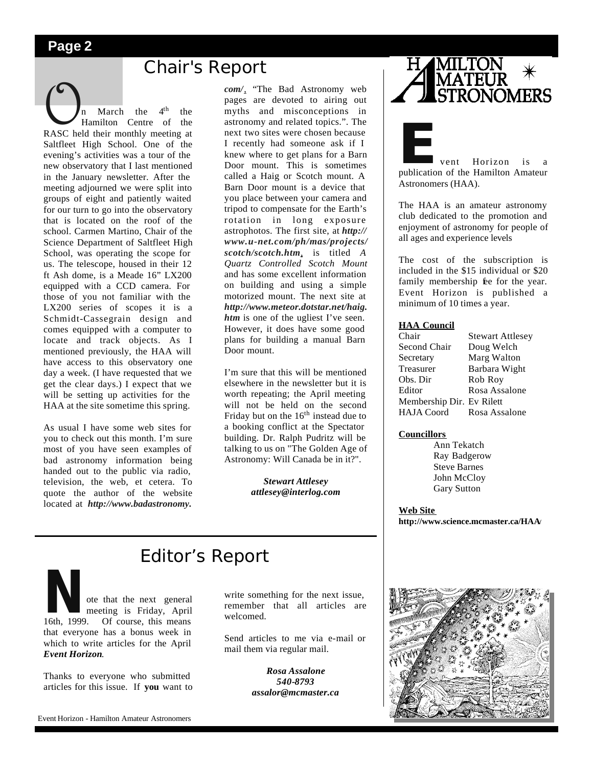## Chair's Report

On March the 4th the Hamilton Centre of the RASC held their monthly meeting at Saltfleet High School. One of the evening's activities was a tour of the new observatory that I last mentioned in the January newsletter. After the meeting adjourned we were split into groups of eight and patiently waited for our turn to go into the observatory that is located on the roof of the school. Carmen Martino, Chair of the Science Department of Saltfleet High School, was operating the scope for us. The telescope, housed in their 12 ft Ash dome, is a Meade 16" LX200 equipped with a CCD camera. For those of you not familiar with the LX200 series of scopes it is a Schmidt-Cassegrain design and comes equipped with a computer to locate and track objects. As I mentioned previously, the HAA will have access to this observatory one day a week. (I have requested that we get the clear days.) I expect that we will be setting up activities for the HAA at the site sometime this spring.

As usual I have some web sites for you to check out this month. I'm sure most of you have seen examples of bad astronomy information being handed out to the public via radio, television, the web, et cetera. To quote the author of the website located at ***http://www.badastronomy.com/***, "The Bad Astronomy web pages are devoted to airing out myths and misconceptions in astronomy and related topics.". The next two sites were chosen because I recently had someone ask if I knew where to get plans for a Barn Door mount. This is sometimes called a Haig or Scotch mount. A Barn Door mount is a device that you place between your camera and tripod to compensate for the Earth's rotation in long exposure astrophotos. The first site, at ***http://www.u-net.com/ph/mas/projects/scotch/scotch.htm***, is titled *A Quartz Controlled Scotch Mount* and has some excellent information on building and using a simple motorized mount. The next site at ***http://www.meteor.dotstar.net/haig.htm*** is one of the ugliest I've seen. However, it does have some good plans for building a manual Barn Door mount.

I'm sure that this will be mentioned elsewhere in the newsletter but it is worth repeating; the April meeting will not be held on the second Friday but on the 16th instead due to a booking conflict at the Spectator building. Dr. Ralph Pudritz will be talking to us on "The Golden Age of Astronomy: Will Canada be in it?".

***Stewart Attlesey***
***attlesey@interlog.com***

# Hamilton Amateur Astronomers

Event Horizon is a publication of the Hamilton Amateur Astronomers (HAA).

The HAA is an amateur astronomy club dedicated to the promotion and enjoyment of astronomy for people of all ages and experience levels

The cost of the subscription is included in the $15 individual or $20 family membership fee for the year. Event Horizon is published a minimum of 10 times a year.

**HAA Council**

| | |
|---|---|
| Chair | Stewart Attlesey |
| Second Chair | Doug Welch |
| Secretary | Marg Walton |
| Treasurer | Barbara Wight |
| Obs. Dir | Rob Roy |
| Editor | Rosa Assalone |
| Membership Dir. | Ev Rilett |
| HAJA Coord | Rosa Assalone |

**Councillors**

Ann Tekatch
Ray Badgerow
Steve Barnes
John McCloy
Gary Sutton

**Web Site**
**http://www.science.mcmaster.ca/HAA/**

## Editor's Report

Note that the next general meeting is Friday, April 16th, 1999. Of course, this means that everyone has a bonus week in which to write articles for the April ***Event Horizon***.

Thanks to everyone who submitted articles for this issue. If **you** want to write something for the next issue, remember that all articles are welcomed.

Send articles to me via e-mail or mail them via regular mail.

***Rosa Assalone***
***540-8793***
***assalor@mcmaster.ca***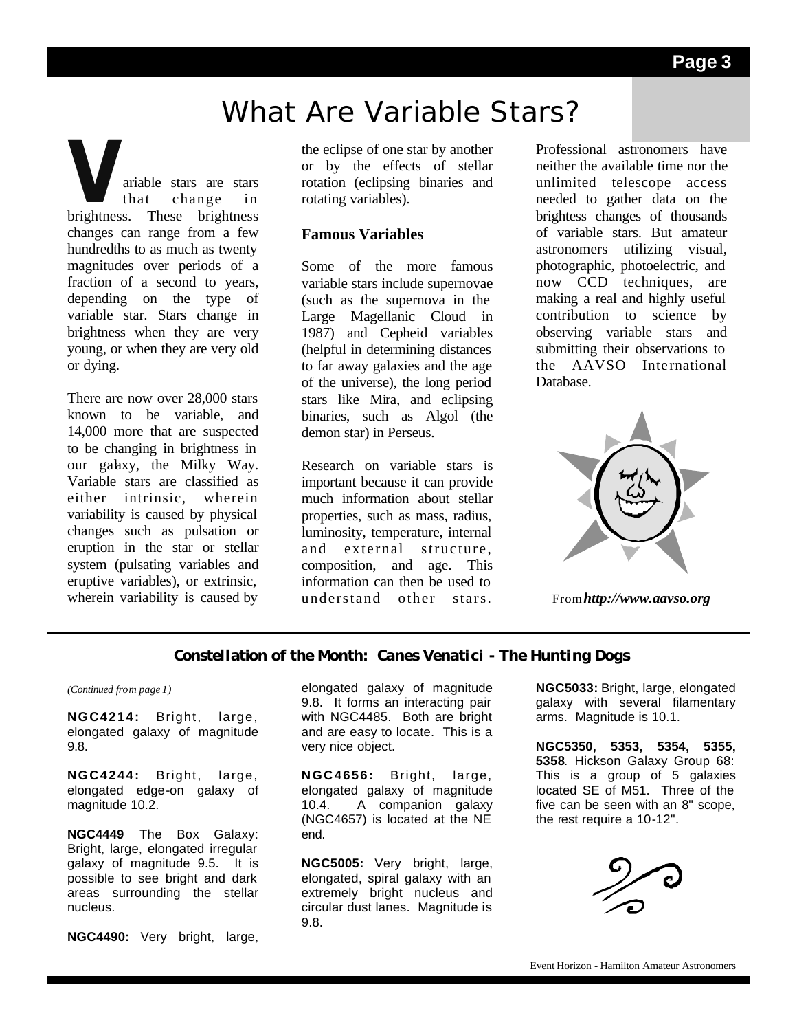# What Are Variable Stars?

Variable stars are stars that change in brightness. These brightness changes can range from a few hundredths to as much as twenty magnitudes over periods of a fraction of a second to years, depending on the type of variable star. Stars change in brightness when they are very young, or when they are very old or dying.

There are now over 28,000 stars known to be variable, and 14,000 more that are suspected to be changing in brightness in our galaxy, the Milky Way. Variable stars are classified as either intrinsic, wherein variability is caused by physical changes such as pulsation or eruption in the star or stellar system (pulsating variables and eruptive variables), or extrinsic, wherein variability is caused by the eclipse of one star by another or by the effects of stellar rotation (eclipsing binaries and rotating variables).

### Famous Variables

Some of the more famous variable stars include supernovae (such as the supernova in the Large Magellanic Cloud in 1987) and Cepheid variables (helpful in determining distances to far away galaxies and the age of the universe), the long period stars like Mira, and eclipsing binaries, such as Algol (the demon star) in Perseus.

Research on variable stars is important because it can provide much information about stellar properties, such as mass, radius, luminosity, temperature, internal and external structure, composition, and age. This information can then be used to understand other stars.

Professional astronomers have neither the available time nor the unlimited telescope access needed to gather data on the brightess changes of thousands of variable stars. But amateur astronomers utilizing visual, photographic, photoelectric, and now CCD techniques, are making a real and highly useful contribution to science by observing variable stars and submitting their observations to the AAVSO International Database.

From ***http://www.aavso.org***

## Constellation of the Month: Canes Venatici - The Hunting Dogs

*(Continued from page 1)*

**NGC4214:** Bright, large, elongated galaxy of magnitude 9.8.

**NGC4244:** Bright, large, elongated edge-on galaxy of magnitude 10.2.

**NGC4449** The Box Galaxy: Bright, large, elongated irregular galaxy of magnitude 9.5. It is possible to see bright and dark areas surrounding the stellar nucleus.

**NGC4490:** Very bright, large, elongated galaxy of magnitude 9.8. It forms an interacting pair with NGC4485. Both are bright and are easy to locate. This is a very nice object.

**NGC4656:** Bright, large, elongated galaxy of magnitude 10.4. A companion galaxy (NGC4657) is located at the NE end.

**NGC5005:** Very bright, large, elongated, spiral galaxy with an extremely bright nucleus and circular dust lanes. Magnitude is 9.8.

**NGC5033:** Bright, large, elongated galaxy with several filamentary arms. Magnitude is 10.1.

**NGC5350, 5353, 5354, 5355, 5358**. Hickson Galaxy Group 68: This is a group of 5 galaxies located SE of M51. Three of the five can be seen with an 8" scope, the rest require a 10-12".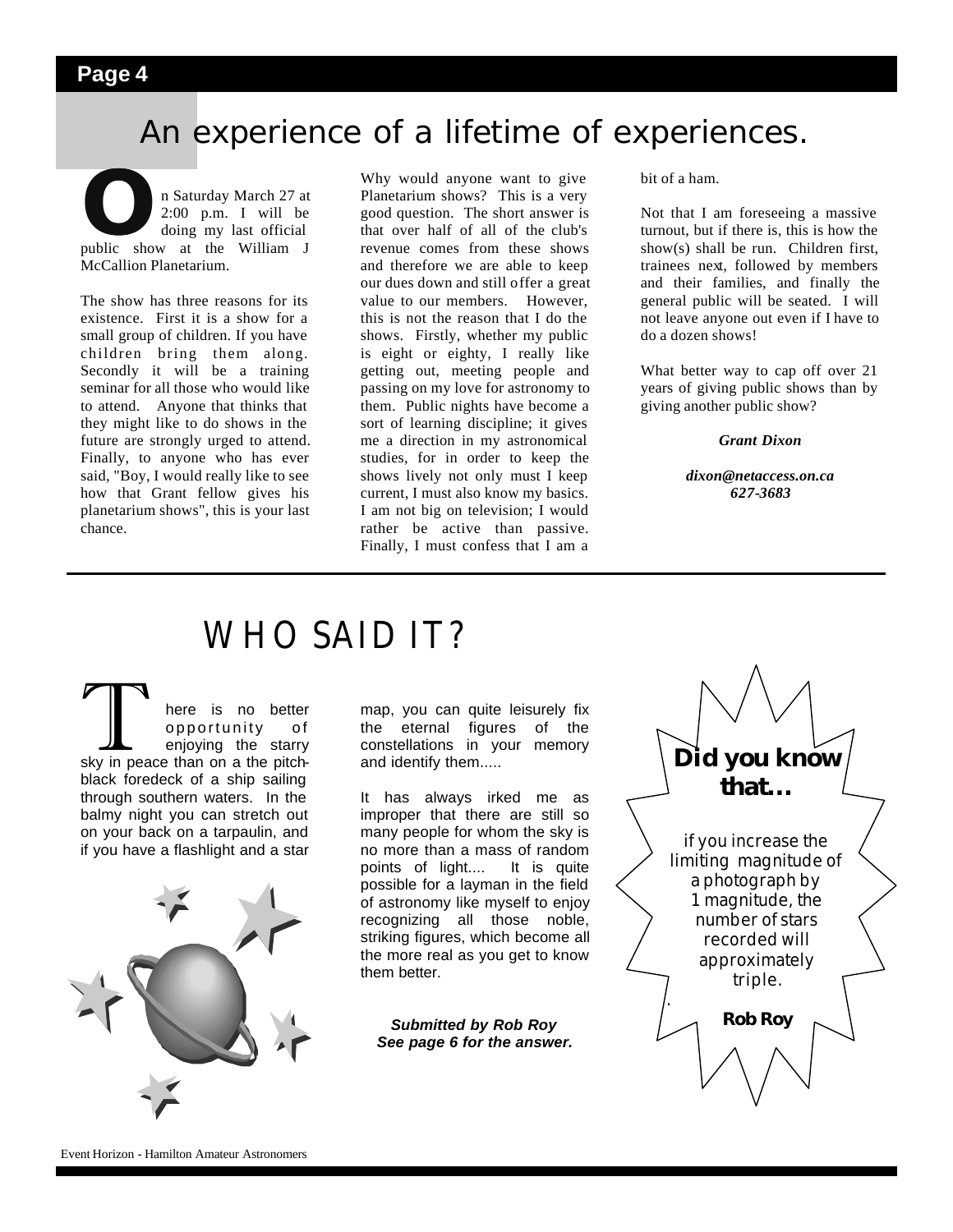# An experience of a lifetime of experiences.

On Saturday March 27 at 2:00 p.m. I will be doing my last official public show at the William J McCallion Planetarium.

The show has three reasons for its existence. First it is a show for a small group of children. If you have children bring them along. Secondly it will be a training seminar for all those who would like to attend. Anyone that thinks that they might like to do shows in the future are strongly urged to attend. Finally, to anyone who has ever said, "Boy, I would really like to see how that Grant fellow gives his planetarium shows", this is your last chance.

Why would anyone want to give Planetarium shows? This is a very good question. The short answer is that over half of all of the club's revenue comes from these shows and therefore we are able to keep our dues down and still offer a great value to our members. However, this is not the reason that I do the shows. Firstly, whether my public is eight or eighty, I really like getting out, meeting people and passing on my love for astronomy to them. Public nights have become a sort of learning discipline; it gives me a direction in my astronomical studies, for in order to keep the shows lively not only must I keep current, I must also know my basics. I am not big on television; I would rather be active than passive. Finally, I must confess that I am a bit of a ham.

Not that I am foreseeing a massive turnout, but if there is, this is how the show(s) shall be run. Children first, trainees next, followed by members and their families, and finally the general public will be seated. I will not leave anyone out even if I have to do a dozen shows!

What better way to cap off over 21 years of giving public shows than by giving another public show?

***Grant Dixon***

***dixon@netaccess.on.ca***
***627-3683***

# WHO SAID IT?

There is no better opportunity of enjoying the starry sky in peace than on a the pitch-black foredeck of a ship sailing through southern waters. In the balmy night you can stretch out on your back on a tarpaulin, and if you have a flashlight and a star map, you can quite leisurely fix the eternal figures of the constellations in your memory and identify them.....

It has always irked me as improper that there are still so many people for whom the sky is no more than a mass of random points of light.... It is quite possible for a layman in the field of astronomy like myself to enjoy recognizing all those noble, striking figures, which become all the more real as you get to know them better.

***Submitted by Rob Roy***
***See page 6 for the answer.***

**Did you know that…**

if you increase the limiting magnitude of a photograph by 1 magnitude, the number of stars recorded will approximately triple.

**Rob Roy**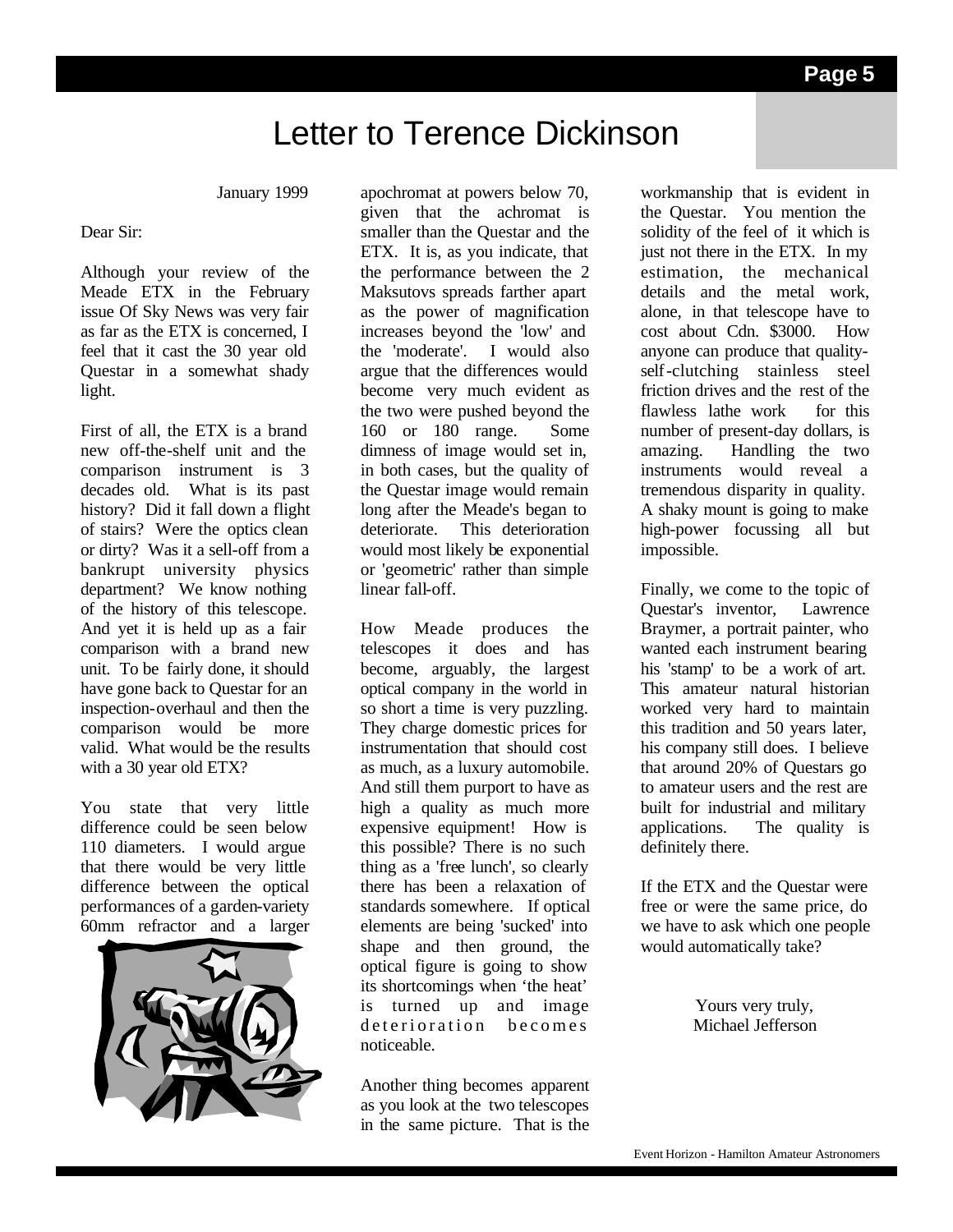# Letter to Terence Dickinson

January 1999

Dear Sir:

Although your review of the Meade ETX in the February issue Of Sky News was very fair as far as the ETX is concerned, I feel that it cast the 30 year old Questar in a somewhat shady light.

First of all, the ETX is a brand new off-the-shelf unit and the comparison instrument is 3 decades old. What is its past history? Did it fall down a flight of stairs? Were the optics clean or dirty? Was it a sell-off from a bankrupt university physics department? We know nothing of the history of this telescope. And yet it is held up as a fair comparison with a brand new unit. To be fairly done, it should have gone back to Questar for an inspection-overhaul and then the comparison would be more valid. What would be the results with a 30 year old ETX?

You state that very little difference could be seen below 110 diameters. I would argue that there would be very little difference between the optical performances of a garden-variety 60mm refractor and a larger apochromat at powers below 70, given that the achromat is smaller than the Questar and the ETX. It is, as you indicate, that the performance between the 2 Maksutovs spreads farther apart as the power of magnification increases beyond the 'low' and the 'moderate'. I would also argue that the differences would become very much evident as the two were pushed beyond the 160 or 180 range. Some dimness of image would set in, in both cases, but the quality of the Questar image would remain long after the Meade's began to deteriorate. This deterioration would most likely be exponential or 'geometric' rather than simple linear fall-off.

How Meade produces the telescopes it does and has become, arguably, the largest optical company in the world in so short a time is very puzzling. They charge domestic prices for instrumentation that should cost as much, as a luxury automobile. And still them purport to have as high a quality as much more expensive equipment! How is this possible? There is no such thing as a 'free lunch', so clearly there has been a relaxation of standards somewhere. If optical elements are being 'sucked' into shape and then ground, the optical figure is going to show its shortcomings when 'the heat' is turned up and image deterioration becomes noticeable.

Another thing becomes apparent as you look at the two telescopes in the same picture. That is the workmanship that is evident in the Questar. You mention the solidity of the feel of it which is just not there in the ETX. In my estimation, the mechanical details and the metal work, alone, in that telescope have to cost about Cdn. $3000. How anyone can produce that quality-self-clutching stainless steel friction drives and the rest of the flawless lathe work for this number of present-day dollars, is amazing. Handling the two instruments would reveal a tremendous disparity in quality. A shaky mount is going to make high-power focussing all but impossible.

Finally, we come to the topic of Questar's inventor, Lawrence Braymer, a portrait painter, who wanted each instrument bearing his 'stamp' to be a work of art. This amateur natural historian worked very hard to maintain this tradition and 50 years later, his company still does. I believe that around 20% of Questars go to amateur users and the rest are built for industrial and military applications. The quality is definitely there.

If the ETX and the Questar were free or were the same price, do we have to ask which one people would automatically take?

Yours very truly,
Michael Jefferson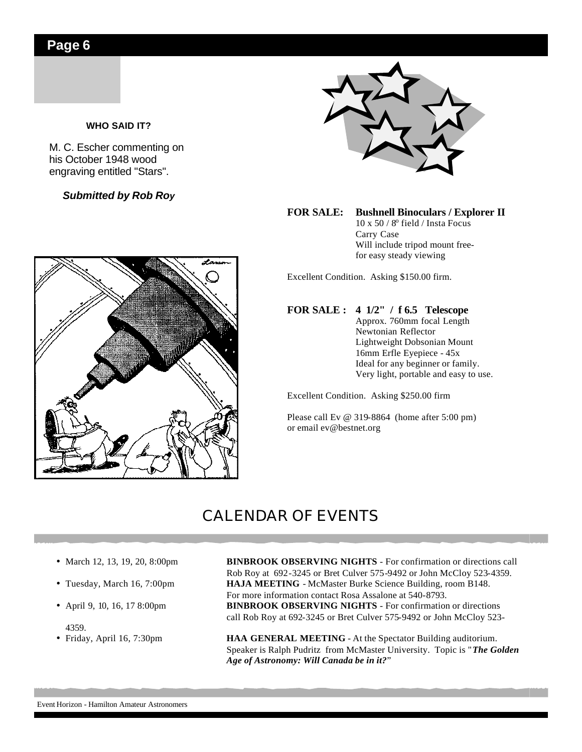**WHO SAID IT?**

M. C. Escher commenting on his October 1948 wood engraving entitled "Stars".

***Submitted by Rob Roy***

**FOR SALE: Bushnell Binoculars / Explorer II**
10 x 50 / 8º field / Insta Focus
Carry Case
Will include tripod mount free-
for easy steady viewing

Excellent Condition. Asking $150.00 firm.

**FOR SALE : 4 1/2" / f 6.5 Telescope**
Approx. 760mm focal Length
Newtonian Reflector
Lightweight Dobsonian Mount
16mm Erfle Eyepiece - 45x
Ideal for any beginner or family.
Very light, portable and easy to use.

Excellent Condition. Asking $250.00 firm

Please call Ev @ 319-8864 (home after 5:00 pm)
or email ev@bestnet.org

## CALENDAR OF EVENTS

- March 12, 13, 19, 20, 8:00pm — **BINBROOK OBSERVING NIGHTS** - For confirmation or directions call Rob Roy at 692-3245 or Bret Culver 575-9492 or John McCloy 523-4359.
- Tuesday, March 16, 7:00pm — **HAJA MEETING** - McMaster Burke Science Building, room B148. For more information contact Rosa Assalone at 540-8793.
- April 9, 10, 16, 17 8:00pm — **BINBROOK OBSERVING NIGHTS** - For confirmation or directions call Rob Roy at 692-3245 or Bret Culver 575-9492 or John McCloy 523-4359.
- Friday, April 16, 7:30pm — **HAA GENERAL MEETING** - At the Spectator Building auditorium. Speaker is Ralph Pudritz from McMaster University. Topic is "***The Golden Age of Astronomy: Will Canada be in it?***"